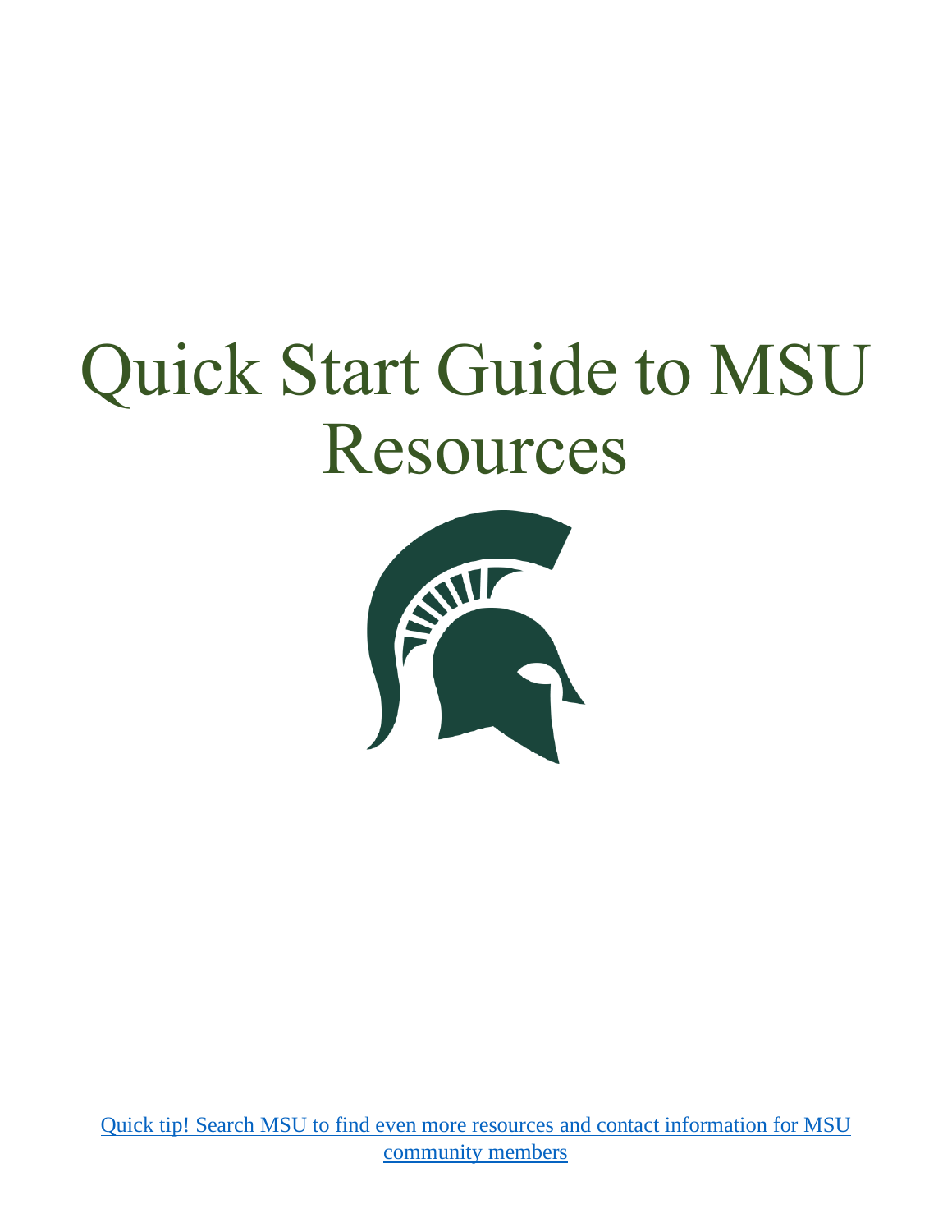# Quick Start Guide to MSU Resources

[Quick tip! Search MSU to find even more resources and contact information for MSU community members]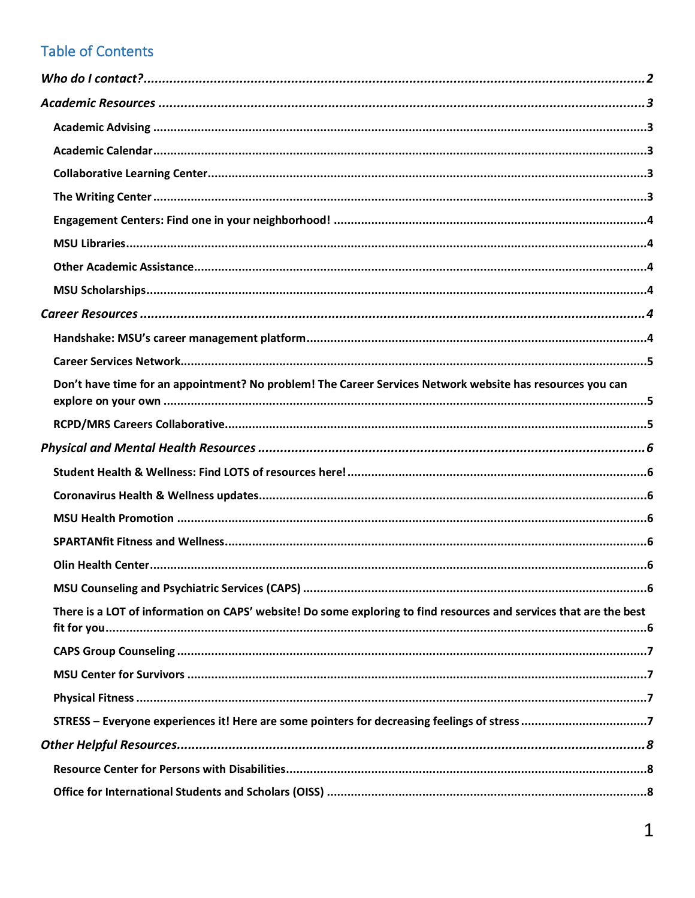## Table of Contents

*Who do I contact?* ..... 2

*Academic Resources* ..... 3

- **Academic Advising** ..... 3
- **Academic Calendar** ..... 3
- **Collaborative Learning Center** ..... 3
- **The Writing Center** ..... 3
- **Engagement Centers: Find one in your neighborhood!** ..... 4
- **MSU Libraries** ..... 4
- **Other Academic Assistance** ..... 4
- **MSU Scholarships** ..... 4

*Career Resources* ..... 4

- **Handshake: MSU's career management platform** ..... 4
- **Career Services Network** ..... 5
- **Don't have time for an appointment? No problem! The Career Services Network website has resources you can explore on your own** ..... 5
- **RCPD/MRS Careers Collaborative** ..... 5

*Physical and Mental Health Resources* ..... 6

- **Student Health & Wellness: Find LOTS of resources here!** ..... 6
- **Coronavirus Health & Wellness updates** ..... 6
- **MSU Health Promotion** ..... 6
- **SPARTANfit Fitness and Wellness** ..... 6
- **Olin Health Center** ..... 6
- **MSU Counseling and Psychiatric Services (CAPS)** ..... 6
- **There is a LOT of information on CAPS' website! Do some exploring to find resources and services that are the best fit for you** ..... 6
- **CAPS Group Counseling** ..... 7
- **MSU Center for Survivors** ..... 7
- **Physical Fitness** ..... 7
- **STRESS – Everyone experiences it! Here are some pointers for decreasing feelings of stress** ..... 7

*Other Helpful Resources* ..... 8

- **Resource Center for Persons with Disabilities** ..... 8
- **Office for International Students and Scholars (OISS)** ..... 8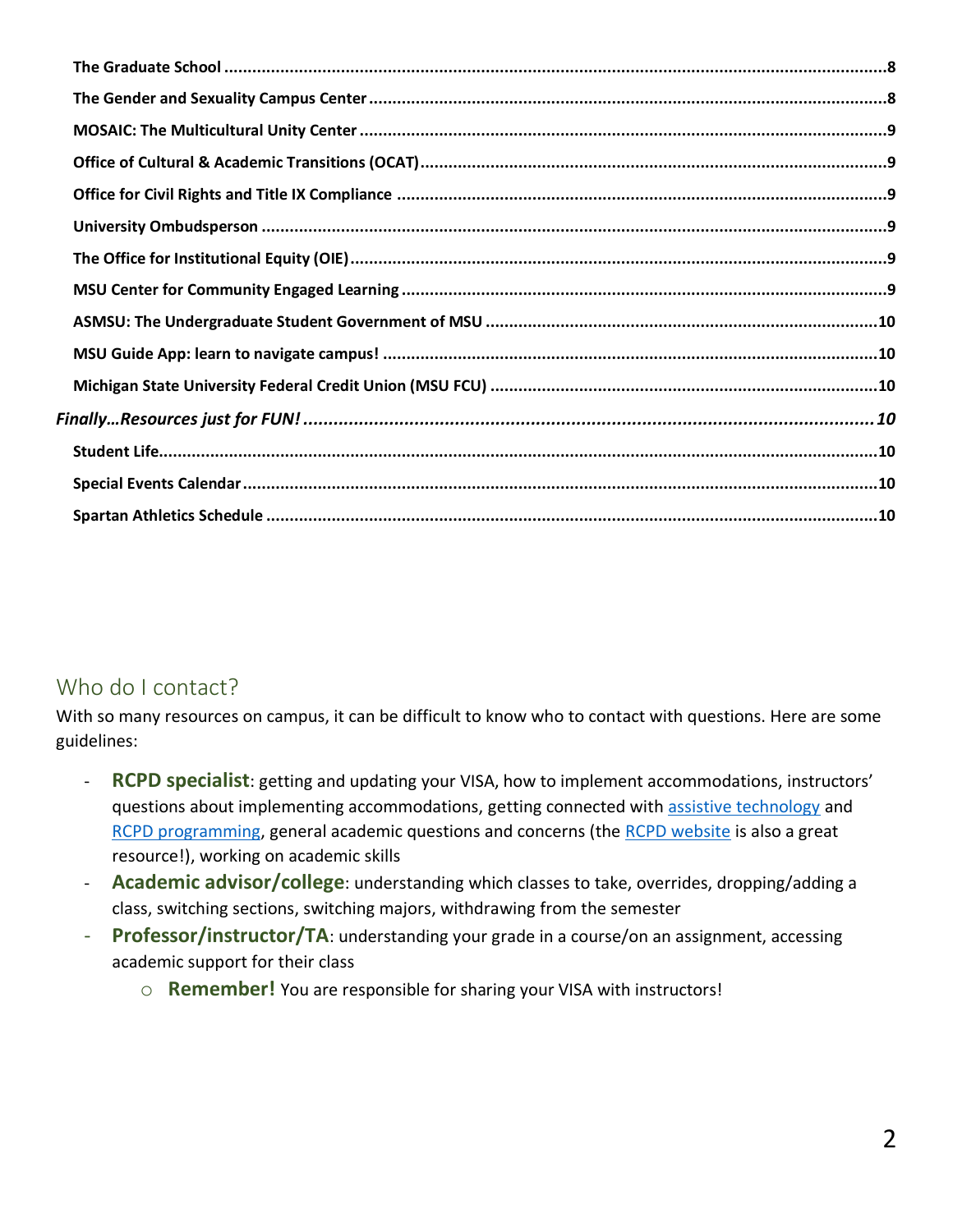The Graduate School .......................................................................................................................8

The Gender and Sexuality Campus Center .....................................................................................8

MOSAIC: The Multicultural Unity Center ........................................................................................9

Office of Cultural & Academic Transitions (OCAT)..........................................................................9

Office for Civil Rights and Title IX Compliance ..............................................................................9

University Ombudsperson ............................................................................................................9

The Office for Institutional Equity (OIE)..........................................................................................9

MSU Center for Community Engaged Learning ..............................................................................9

ASMSU: The Undergraduate Student Government of MSU ..........................................................10

MSU Guide App: learn to navigate campus! .................................................................................10

Michigan State University Federal Credit Union (MSU FCU) ..........................................................10

*Finally…Resources just for FUN!* .......................................................................................................10

Student Life.................................................................................................................................10

Special Events Calendar ...............................................................................................................10

Spartan Athletics Schedule ..........................................................................................................10

## Who do I contact?

With so many resources on campus, it can be difficult to know who to contact with questions. Here are some guidelines:

- **RCPD specialist**: getting and updating your VISA, how to implement accommodations, instructors' questions about implementing accommodations, getting connected with assistive technology and RCPD programming, general academic questions and concerns (the RCPD website is also a great resource!), working on academic skills
- **Academic advisor/college**: understanding which classes to take, overrides, dropping/adding a class, switching sections, switching majors, withdrawing from the semester
- **Professor/instructor/TA**: understanding your grade in a course/on an assignment, accessing academic support for their class
    - **Remember!** You are responsible for sharing your VISA with instructors!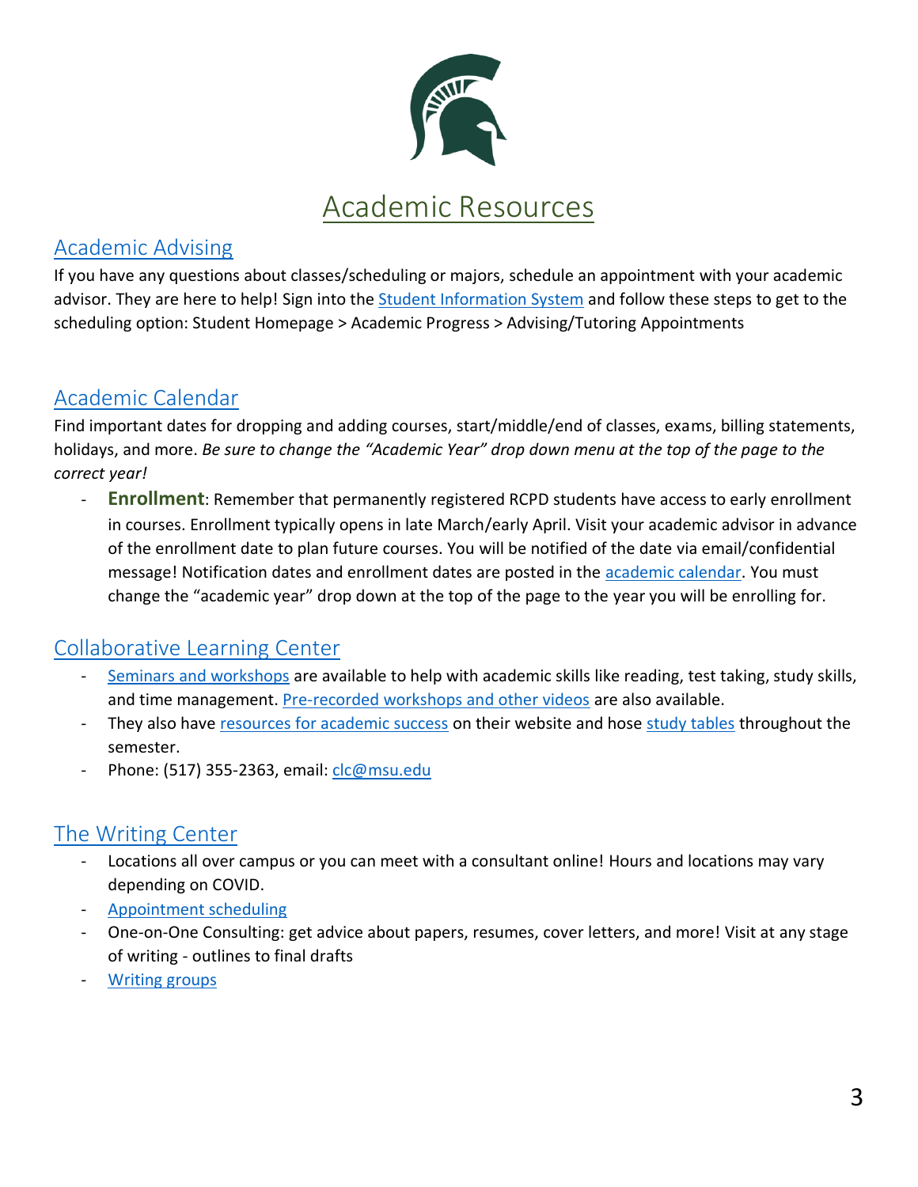# Academic Resources

## Academic Advising

If you have any questions about classes/scheduling or majors, schedule an appointment with your academic advisor. They are here to help! Sign into the Student Information System and follow these steps to get to the scheduling option: Student Homepage > Academic Progress > Advising/Tutoring Appointments

## Academic Calendar

Find important dates for dropping and adding courses, start/middle/end of classes, exams, billing statements, holidays, and more. *Be sure to change the "Academic Year" drop down menu at the top of the page to the correct year!*

- **Enrollment**: Remember that permanently registered RCPD students have access to early enrollment in courses. Enrollment typically opens in late March/early April. Visit your academic advisor in advance of the enrollment date to plan future courses. You will be notified of the date via email/confidential message! Notification dates and enrollment dates are posted in the academic calendar. You must change the "academic year" drop down at the top of the page to the year you will be enrolling for.

## Collaborative Learning Center

- Seminars and workshops are available to help with academic skills like reading, test taking, study skills, and time management. Pre-recorded workshops and other videos are also available.
- They also have resources for academic success on their website and hose study tables throughout the semester.
- Phone: (517) 355-2363, email: clc@msu.edu

## The Writing Center

- Locations all over campus or you can meet with a consultant online! Hours and locations may vary depending on COVID.
- Appointment scheduling
- One-on-One Consulting: get advice about papers, resumes, cover letters, and more! Visit at any stage of writing - outlines to final drafts
- Writing groups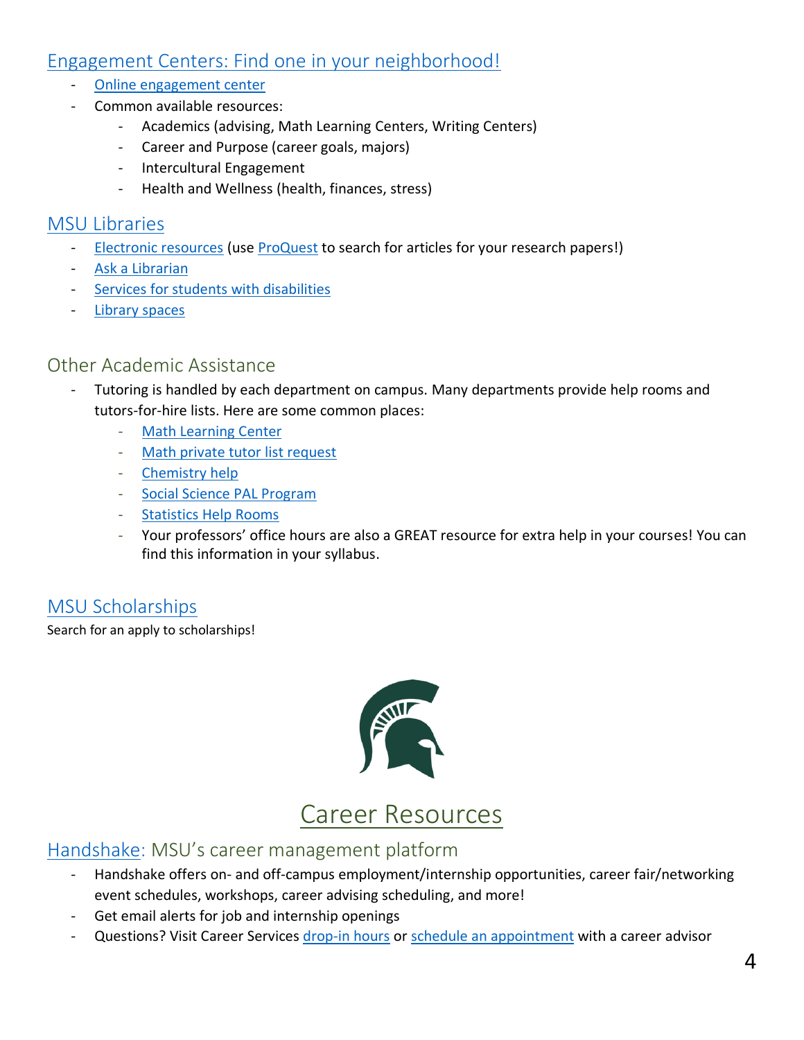## Engagement Centers: Find one in your neighborhood!

- Online engagement center
- Common available resources:
  - Academics (advising, Math Learning Centers, Writing Centers)
  - Career and Purpose (career goals, majors)
  - Intercultural Engagement
  - Health and Wellness (health, finances, stress)

## MSU Libraries

- Electronic resources (use ProQuest to search for articles for your research papers!)
- Ask a Librarian
- Services for students with disabilities
- Library spaces

## Other Academic Assistance

- Tutoring is handled by each department on campus. Many departments provide help rooms and tutors-for-hire lists. Here are some common places:
  - Math Learning Center
  - Math private tutor list request
  - Chemistry help
  - Social Science PAL Program
  - Statistics Help Rooms
  - Your professors' office hours are also a GREAT resource for extra help in your courses! You can find this information in your syllabus.

## MSU Scholarships

Search for an apply to scholarships!

# Career Resources

## Handshake: MSU's career management platform

- Handshake offers on- and off-campus employment/internship opportunities, career fair/networking event schedules, workshops, career advising scheduling, and more!
- Get email alerts for job and internship openings
- Questions? Visit Career Services drop-in hours or schedule an appointment with a career advisor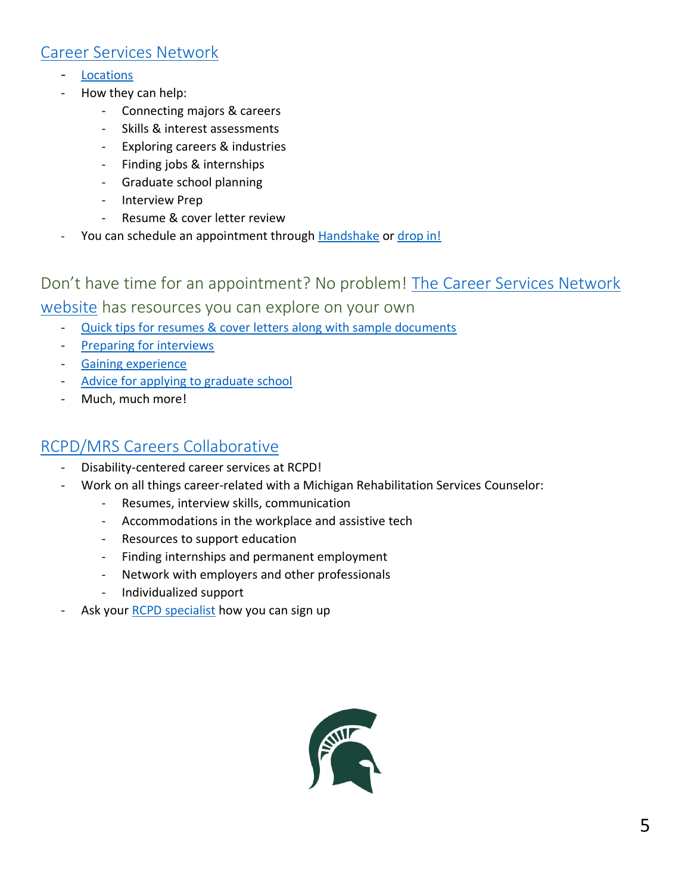## Career Services Network

- Locations
- How they can help:
  - Connecting majors & careers
  - Skills & interest assessments
  - Exploring careers & industries
  - Finding jobs & internships
  - Graduate school planning
  - Interview Prep
  - Resume & cover letter review
- You can schedule an appointment through Handshake or drop in!

## Don't have time for an appointment? No problem! The Career Services Network website has resources you can explore on your own

- Quick tips for resumes & cover letters along with sample documents
- Preparing for interviews
- Gaining experience
- Advice for applying to graduate school
- Much, much more!

## RCPD/MRS Careers Collaborative

- Disability-centered career services at RCPD!
- Work on all things career-related with a Michigan Rehabilitation Services Counselor:
  - Resumes, interview skills, communication
  - Accommodations in the workplace and assistive tech
  - Resources to support education
  - Finding internships and permanent employment
  - Network with employers and other professionals
  - Individualized support
- Ask your RCPD specialist how you can sign up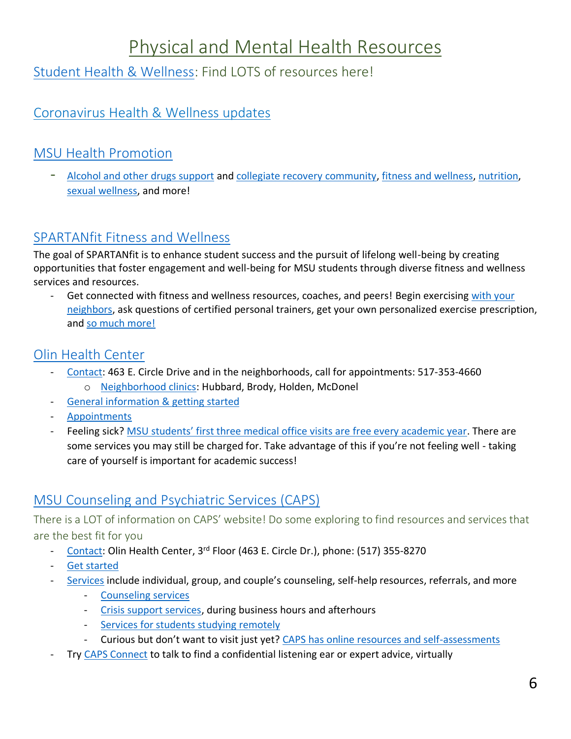# Physical and Mental Health Resources

## Student Health & Wellness: Find LOTS of resources here!

## Coronavirus Health & Wellness updates

## MSU Health Promotion

- Alcohol and other drugs support and collegiate recovery community, fitness and wellness, nutrition, sexual wellness, and more!

## SPARTANfit Fitness and Wellness

The goal of SPARTANfit is to enhance student success and the pursuit of lifelong well-being by creating opportunities that foster engagement and well-being for MSU students through diverse fitness and wellness services and resources.

- Get connected with fitness and wellness resources, coaches, and peers! Begin exercising with your neighbors, ask questions of certified personal trainers, get your own personalized exercise prescription, and so much more!

## Olin Health Center

- Contact: 463 E. Circle Drive and in the neighborhoods, call for appointments: 517-353-4660
  - Neighborhood clinics: Hubbard, Brody, Holden, McDonel
- General information & getting started
- Appointments
- Feeling sick? MSU students' first three medical office visits are free every academic year. There are some services you may still be charged for. Take advantage of this if you're not feeling well - taking care of yourself is important for academic success!

## MSU Counseling and Psychiatric Services (CAPS)

There is a LOT of information on CAPS' website! Do some exploring to find resources and services that are the best fit for you

- Contact: Olin Health Center, 3rd Floor (463 E. Circle Dr.), phone: (517) 355-8270
- Get started
- Services include individual, group, and couple's counseling, self-help resources, referrals, and more
  - Counseling services
  - Crisis support services, during business hours and afterhours
  - Services for students studying remotely
  - Curious but don't want to visit just yet? CAPS has online resources and self-assessments
- Try CAPS Connect to talk to find a confidential listening ear or expert advice, virtually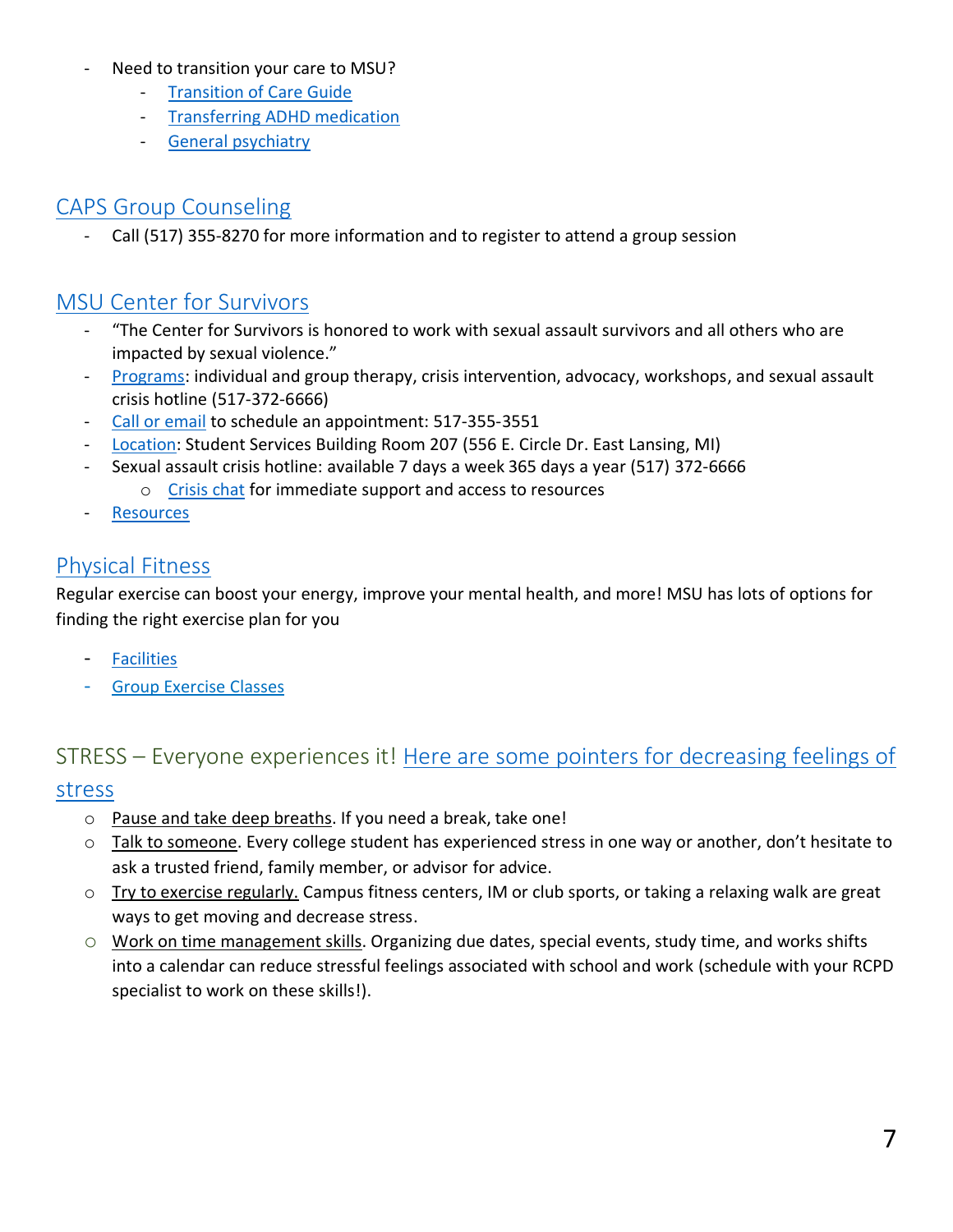- Need to transition your care to MSU?
  - Transition of Care Guide
  - Transferring ADHD medication
  - General psychiatry

## CAPS Group Counseling

- Call (517) 355-8270 for more information and to register to attend a group session

## MSU Center for Survivors

- "The Center for Survivors is honored to work with sexual assault survivors and all others who are impacted by sexual violence."
- Programs: individual and group therapy, crisis intervention, advocacy, workshops, and sexual assault crisis hotline (517-372-6666)
- Call or email to schedule an appointment: 517-355-3551
- Location: Student Services Building Room 207 (556 E. Circle Dr. East Lansing, MI)
- Sexual assault crisis hotline: available 7 days a week 365 days a year (517) 372-6666
  - Crisis chat for immediate support and access to resources
- Resources

## Physical Fitness

Regular exercise can boost your energy, improve your mental health, and more! MSU has lots of options for finding the right exercise plan for you

- Facilities
- Group Exercise Classes

## STRESS – Everyone experiences it! Here are some pointers for decreasing feelings of stress

- Pause and take deep breaths. If you need a break, take one!
- Talk to someone. Every college student has experienced stress in one way or another, don't hesitate to ask a trusted friend, family member, or advisor for advice.
- Try to exercise regularly. Campus fitness centers, IM or club sports, or taking a relaxing walk are great ways to get moving and decrease stress.
- Work on time management skills. Organizing due dates, special events, study time, and works shifts into a calendar can reduce stressful feelings associated with school and work (schedule with your RCPD specialist to work on these skills!).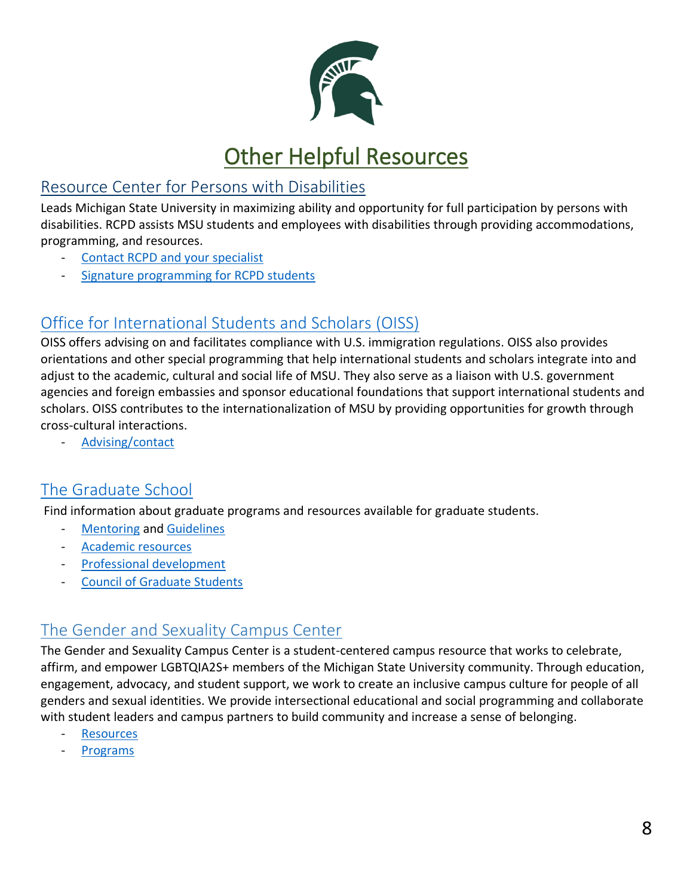# Other Helpful Resources

## Resource Center for Persons with Disabilities

Leads Michigan State University in maximizing ability and opportunity for full participation by persons with disabilities. RCPD assists MSU students and employees with disabilities through providing accommodations, programming, and resources.

- Contact RCPD and your specialist
- Signature programming for RCPD students

## Office for International Students and Scholars (OISS)

OISS offers advising on and facilitates compliance with U.S. immigration regulations. OISS also provides orientations and other special programming that help international students and scholars integrate into and adjust to the academic, cultural and social life of MSU. They also serve as a liaison with U.S. government agencies and foreign embassies and sponsor educational foundations that support international students and scholars. OISS contributes to the internationalization of MSU by providing opportunities for growth through cross-cultural interactions.

- Advising/contact

## The Graduate School

Find information about graduate programs and resources available for graduate students.

- Mentoring and Guidelines
- Academic resources
- Professional development
- Council of Graduate Students

## The Gender and Sexuality Campus Center

The Gender and Sexuality Campus Center is a student-centered campus resource that works to celebrate, affirm, and empower LGBTQIA2S+ members of the Michigan State University community. Through education, engagement, advocacy, and student support, we work to create an inclusive campus culture for people of all genders and sexual identities. We provide intersectional educational and social programming and collaborate with student leaders and campus partners to build community and increase a sense of belonging.

- Resources
- Programs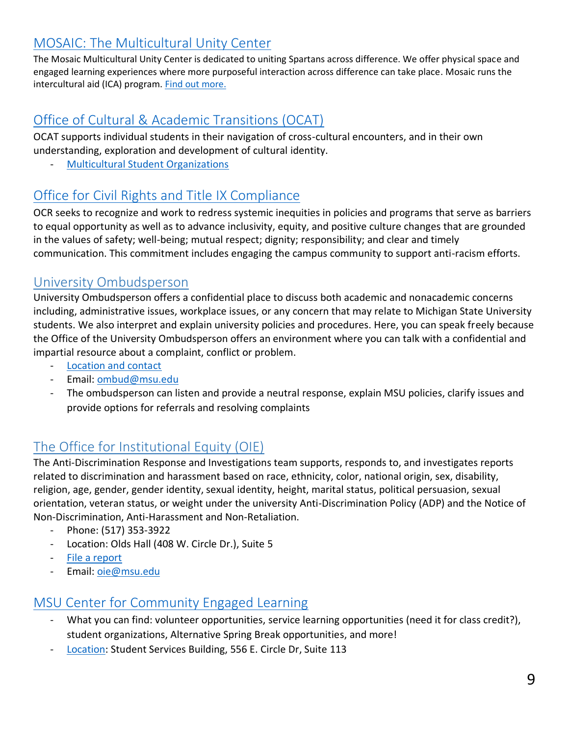## MOSAIC: The Multicultural Unity Center

The Mosaic Multicultural Unity Center is dedicated to uniting Spartans across difference. We offer physical space and engaged learning experiences where more purposeful interaction across difference can take place. Mosaic runs the intercultural aid (ICA) program. Find out more.

## Office of Cultural & Academic Transitions (OCAT)

OCAT supports individual students in their navigation of cross-cultural encounters, and in their own understanding, exploration and development of cultural identity.

- Multicultural Student Organizations

## Office for Civil Rights and Title IX Compliance

OCR seeks to recognize and work to redress systemic inequities in policies and programs that serve as barriers to equal opportunity as well as to advance inclusivity, equity, and positive culture changes that are grounded in the values of safety; well-being; mutual respect; dignity; responsibility; and clear and timely communication. This commitment includes engaging the campus community to support anti-racism efforts.

## University Ombudsperson

University Ombudsperson offers a confidential place to discuss both academic and nonacademic concerns including, administrative issues, workplace issues, or any concern that may relate to Michigan State University students. We also interpret and explain university policies and procedures. Here, you can speak freely because the Office of the University Ombudsperson offers an environment where you can talk with a confidential and impartial resource about a complaint, conflict or problem.

- Location and contact
- Email: ombud@msu.edu
- The ombudsperson can listen and provide a neutral response, explain MSU policies, clarify issues and provide options for referrals and resolving complaints

## The Office for Institutional Equity (OIE)

The Anti-Discrimination Response and Investigations team supports, responds to, and investigates reports related to discrimination and harassment based on race, ethnicity, color, national origin, sex, disability, religion, age, gender, gender identity, sexual identity, height, marital status, political persuasion, sexual orientation, veteran status, or weight under the university Anti-Discrimination Policy (ADP) and the Notice of Non-Discrimination, Anti-Harassment and Non-Retaliation.

- Phone: (517) 353-3922
- Location: Olds Hall (408 W. Circle Dr.), Suite 5
- File a report
- Email: oie@msu.edu

## MSU Center for Community Engaged Learning

- What you can find: volunteer opportunities, service learning opportunities (need it for class credit?), student organizations, Alternative Spring Break opportunities, and more!
- Location: Student Services Building, 556 E. Circle Dr, Suite 113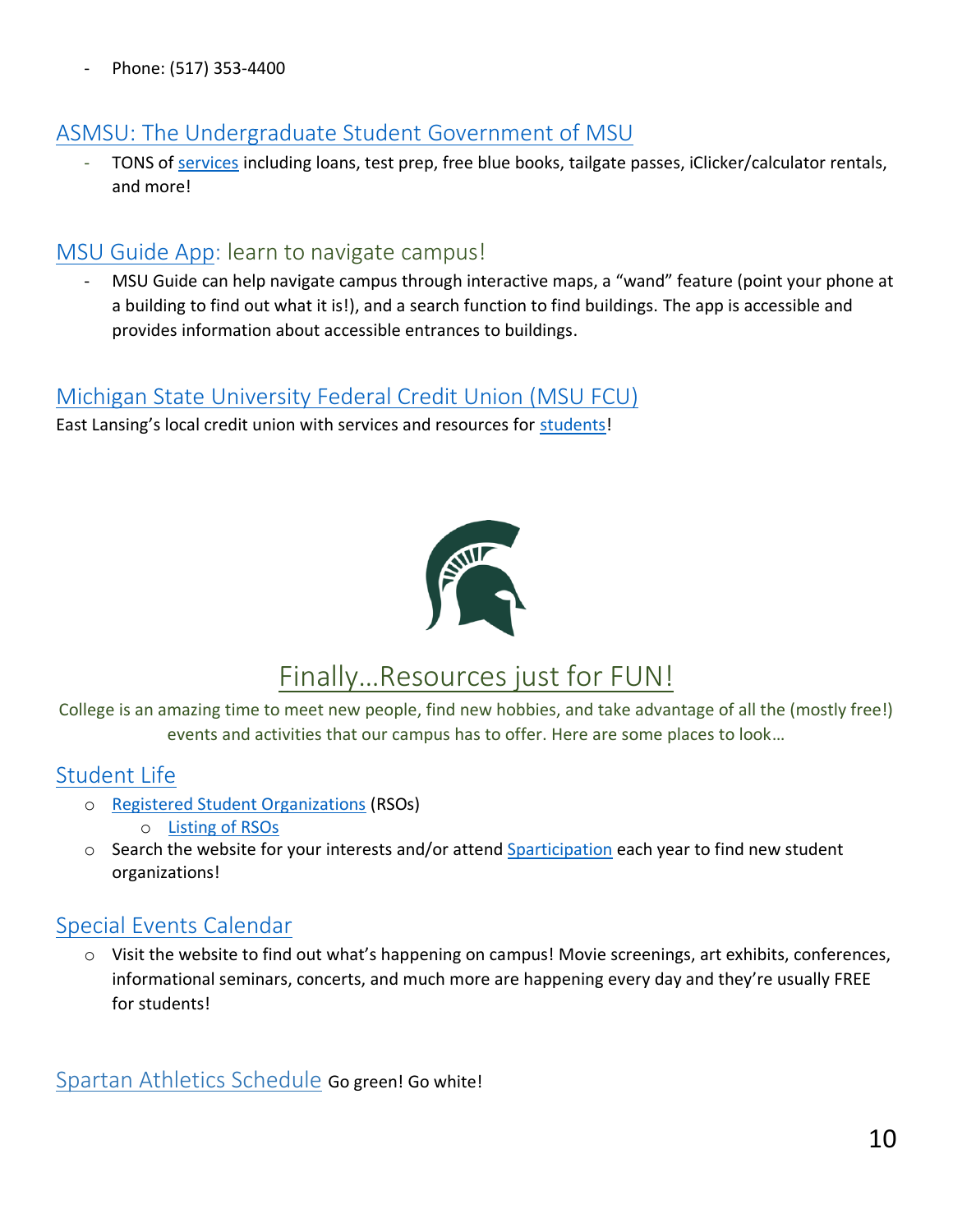- Phone: (517) 353-4400

## ASMSU: The Undergraduate Student Government of MSU

- TONS of services including loans, test prep, free blue books, tailgate passes, iClicker/calculator rentals, and more!

## MSU Guide App: learn to navigate campus!

- MSU Guide can help navigate campus through interactive maps, a "wand" feature (point your phone at a building to find out what it is!), and a search function to find buildings. The app is accessible and provides information about accessible entrances to buildings.

## Michigan State University Federal Credit Union (MSU FCU)

East Lansing's local credit union with services and resources for students!

# Finally…Resources just for FUN!

College is an amazing time to meet new people, find new hobbies, and take advantage of all the (mostly free!) events and activities that our campus has to offer. Here are some places to look…

## Student Life

- Registered Student Organizations (RSOs)
  - Listing of RSOs
- Search the website for your interests and/or attend Sparticipation each year to find new student organizations!

## Special Events Calendar

- Visit the website to find out what's happening on campus! Movie screenings, art exhibits, conferences, informational seminars, concerts, and much more are happening every day and they're usually FREE for students!

## Spartan Athletics Schedule

Go green! Go white!